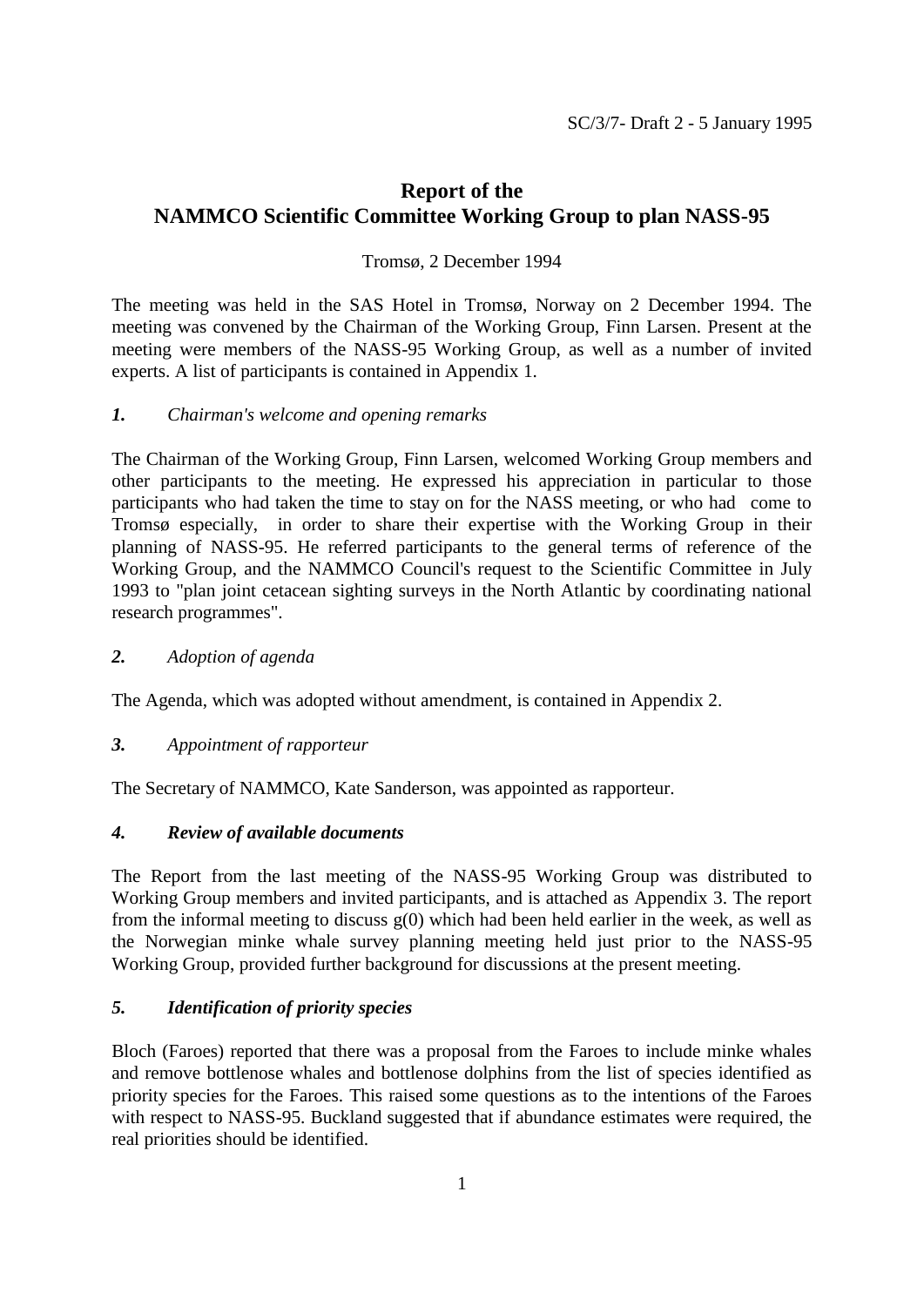SC/3/7- Draft 2 - 5 January 1995

# Report of the NAMMCO Scientific Committee Working Group to plan NASS-95

Tromsø, 2 December 1994

The meeting was held in the SAS Hotel in Tromsø, Norway on 2 December 1994. The meeting was convened by the Chairman of the Working Group, Finn Larsen. Present at the meeting were members of the NASS-95 Working Group, as well as a number of invited experts. A list of participants is contained in Appendix 1.

## *1. Chairman's welcome and opening remarks*

The Chairman of the Working Group, Finn Larsen, welcomed Working Group members and other participants to the meeting. He expressed his appreciation in particular to those participants who had taken the time to stay on for the NASS meeting, or who had come to Tromsø especially, in order to share their expertise with the Working Group in their planning of NASS-95. He referred participants to the general terms of reference of the Working Group, and the NAMMCO Council's request to the Scientific Committee in July 1993 to "plan joint cetacean sighting surveys in the North Atlantic by coordinating national research programmes".

## *2. Adoption of agenda*

The Agenda, which was adopted without amendment, is contained in Appendix 2.

## *3. Appointment of rapporteur*

The Secretary of NAMMCO, Kate Sanderson, was appointed as rapporteur.

## ***4. Review of available documents***

The Report from the last meeting of the NASS-95 Working Group was distributed to Working Group members and invited participants, and is attached as Appendix 3. The report from the informal meeting to discuss g(0) which had been held earlier in the week, as well as the Norwegian minke whale survey planning meeting held just prior to the NASS-95 Working Group, provided further background for discussions at the present meeting.

## ***5. Identification of priority species***

Bloch (Faroes) reported that there was a proposal from the Faroes to include minke whales and remove bottlenose whales and bottlenose dolphins from the list of species identified as priority species for the Faroes. This raised some questions as to the intentions of the Faroes with respect to NASS-95. Buckland suggested that if abundance estimates were required, the real priorities should be identified.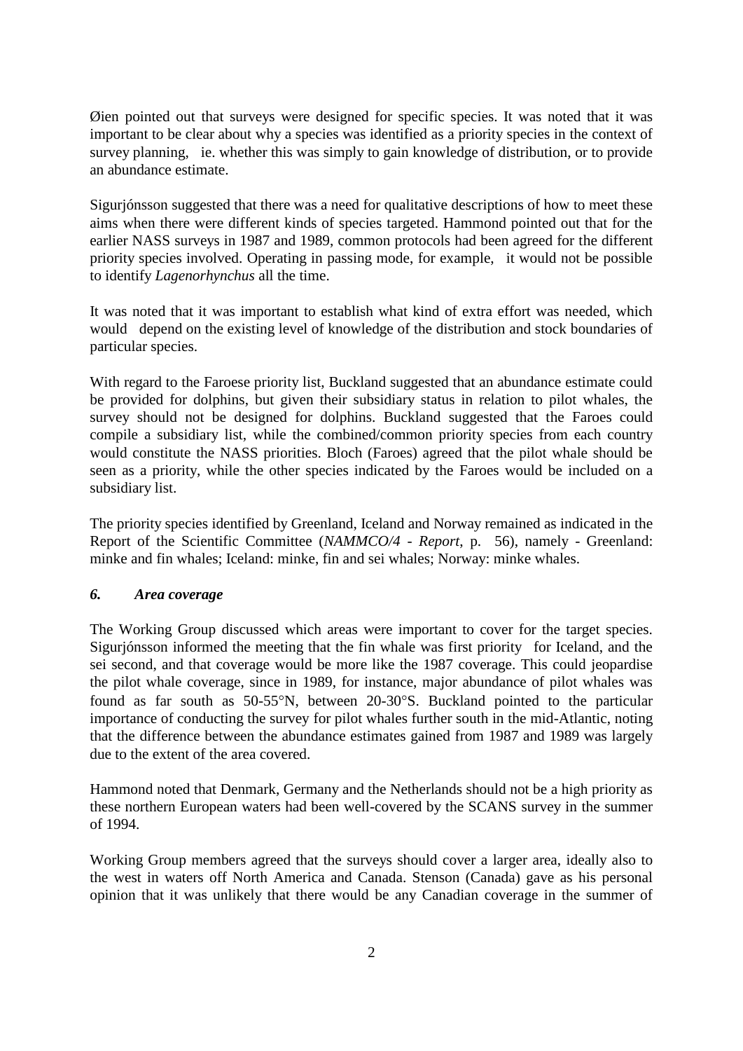Øien pointed out that surveys were designed for specific species. It was noted that it was important to be clear about why a species was identified as a priority species in the context of survey planning, ie. whether this was simply to gain knowledge of distribution, or to provide an abundance estimate.

Sigurjónsson suggested that there was a need for qualitative descriptions of how to meet these aims when there were different kinds of species targeted. Hammond pointed out that for the earlier NASS surveys in 1987 and 1989, common protocols had been agreed for the different priority species involved. Operating in passing mode, for example, it would not be possible to identify *Lagenorhynchus* all the time.

It was noted that it was important to establish what kind of extra effort was needed, which would depend on the existing level of knowledge of the distribution and stock boundaries of particular species.

With regard to the Faroese priority list, Buckland suggested that an abundance estimate could be provided for dolphins, but given their subsidiary status in relation to pilot whales, the survey should not be designed for dolphins. Buckland suggested that the Faroes could compile a subsidiary list, while the combined/common priority species from each country would constitute the NASS priorities. Bloch (Faroes) agreed that the pilot whale should be seen as a priority, while the other species indicated by the Faroes would be included on a subsidiary list.

The priority species identified by Greenland, Iceland and Norway remained as indicated in the Report of the Scientific Committee (*NAMMCO/4 - Report*, p. 56), namely - Greenland: minke and fin whales; Iceland: minke, fin and sei whales; Norway: minke whales.

### *6. Area coverage*

The Working Group discussed which areas were important to cover for the target species. Sigurjónsson informed the meeting that the fin whale was first priority for Iceland, and the sei second, and that coverage would be more like the 1987 coverage. This could jeopardise the pilot whale coverage, since in 1989, for instance, major abundance of pilot whales was found as far south as 50-55°N, between 20-30°S. Buckland pointed to the particular importance of conducting the survey for pilot whales further south in the mid-Atlantic, noting that the difference between the abundance estimates gained from 1987 and 1989 was largely due to the extent of the area covered.

Hammond noted that Denmark, Germany and the Netherlands should not be a high priority as these northern European waters had been well-covered by the SCANS survey in the summer of 1994.

Working Group members agreed that the surveys should cover a larger area, ideally also to the west in waters off North America and Canada. Stenson (Canada) gave as his personal opinion that it was unlikely that there would be any Canadian coverage in the summer of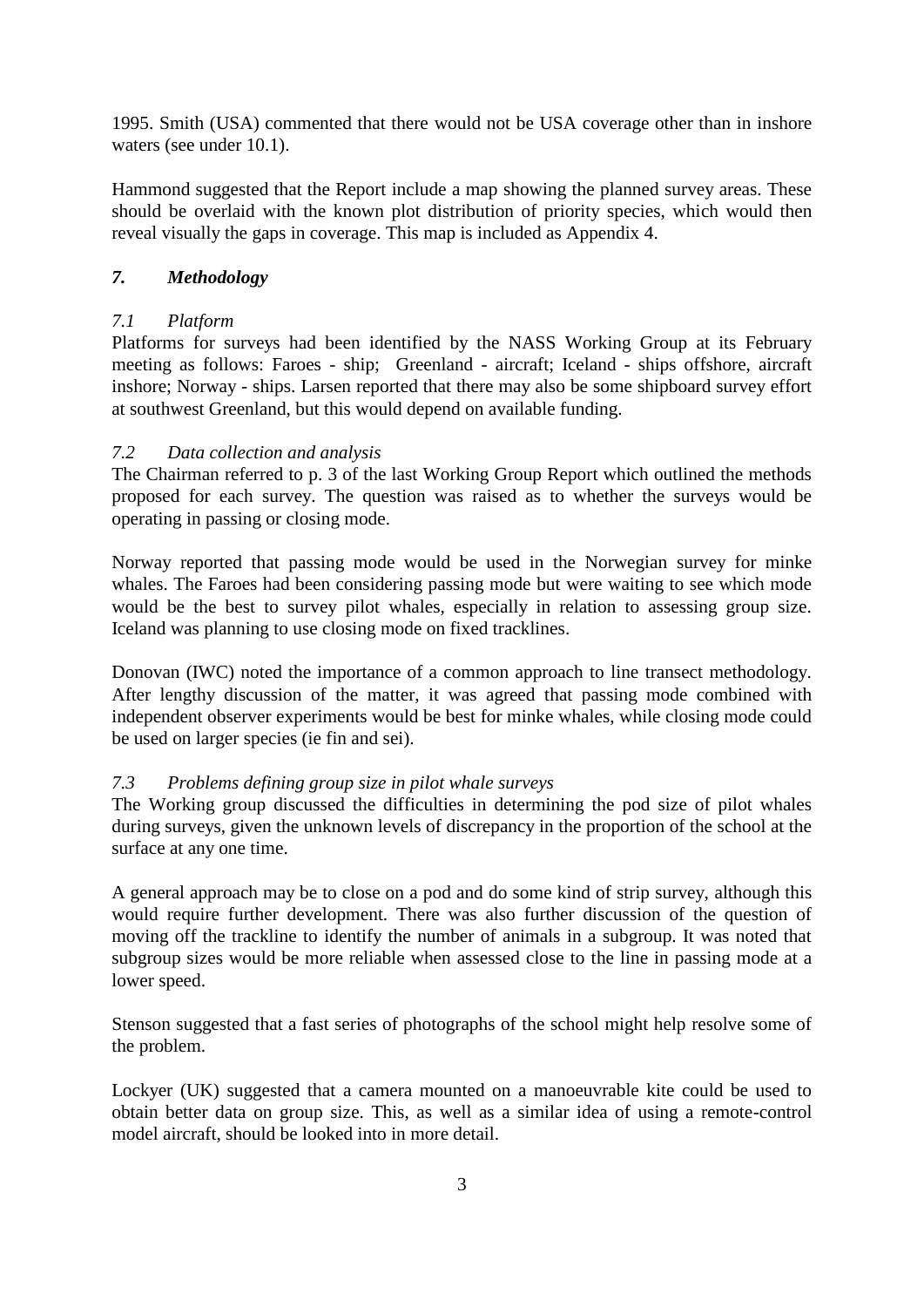1995. Smith (USA) commented that there would not be USA coverage other than in inshore waters (see under 10.1).

Hammond suggested that the Report include a map showing the planned survey areas. These should be overlaid with the known plot distribution of priority species, which would then reveal visually the gaps in coverage. This map is included as Appendix 4.

## *7. Methodology*

### *7.1 Platform*

Platforms for surveys had been identified by the NASS Working Group at its February meeting as follows: Faroes - ship; Greenland - aircraft; Iceland - ships offshore, aircraft inshore; Norway - ships. Larsen reported that there may also be some shipboard survey effort at southwest Greenland, but this would depend on available funding.

### *7.2 Data collection and analysis*

The Chairman referred to p. 3 of the last Working Group Report which outlined the methods proposed for each survey. The question was raised as to whether the surveys would be operating in passing or closing mode.

Norway reported that passing mode would be used in the Norwegian survey for minke whales. The Faroes had been considering passing mode but were waiting to see which mode would be the best to survey pilot whales, especially in relation to assessing group size. Iceland was planning to use closing mode on fixed tracklines.

Donovan (IWC) noted the importance of a common approach to line transect methodology. After lengthy discussion of the matter, it was agreed that passing mode combined with independent observer experiments would be best for minke whales, while closing mode could be used on larger species (ie fin and sei).

### *7.3 Problems defining group size in pilot whale surveys*

The Working group discussed the difficulties in determining the pod size of pilot whales during surveys, given the unknown levels of discrepancy in the proportion of the school at the surface at any one time.

A general approach may be to close on a pod and do some kind of strip survey, although this would require further development. There was also further discussion of the question of moving off the trackline to identify the number of animals in a subgroup. It was noted that subgroup sizes would be more reliable when assessed close to the line in passing mode at a lower speed.

Stenson suggested that a fast series of photographs of the school might help resolve some of the problem.

Lockyer (UK) suggested that a camera mounted on a manoeuvrable kite could be used to obtain better data on group size. This, as well as a similar idea of using a remote-control model aircraft, should be looked into in more detail.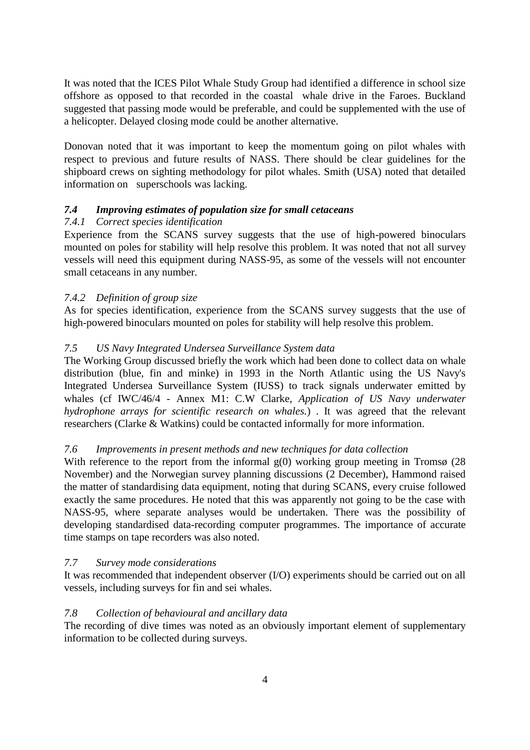It was noted that the ICES Pilot Whale Study Group had identified a difference in school size offshore as opposed to that recorded in the coastal whale drive in the Faroes. Buckland suggested that passing mode would be preferable, and could be supplemented with the use of a helicopter. Delayed closing mode could be another alternative.

Donovan noted that it was important to keep the momentum going on pilot whales with respect to previous and future results of NASS. There should be clear guidelines for the shipboard crews on sighting methodology for pilot whales. Smith (USA) noted that detailed information on superschools was lacking.

### *7.4 Improving estimates of population size for small cetaceans*

#### *7.4.1 Correct species identification*

Experience from the SCANS survey suggests that the use of high-powered binoculars mounted on poles for stability will help resolve this problem. It was noted that not all survey vessels will need this equipment during NASS-95, as some of the vessels will not encounter small cetaceans in any number.

#### *7.4.2 Definition of group size*

As for species identification, experience from the SCANS survey suggests that the use of high-powered binoculars mounted on poles for stability will help resolve this problem.

### *7.5 US Navy Integrated Undersea Surveillance System data*

The Working Group discussed briefly the work which had been done to collect data on whale distribution (blue, fin and minke) in 1993 in the North Atlantic using the US Navy's Integrated Undersea Surveillance System (IUSS) to track signals underwater emitted by whales (cf IWC/46/4 - Annex M1: C.W Clarke, *Application of US Navy underwater hydrophone arrays for scientific research on whales.*) . It was agreed that the relevant researchers (Clarke & Watkins) could be contacted informally for more information.

### *7.6 Improvements in present methods and new techniques for data collection*

With reference to the report from the informal g(0) working group meeting in Tromsø (28 November) and the Norwegian survey planning discussions (2 December), Hammond raised the matter of standardising data equipment, noting that during SCANS, every cruise followed exactly the same procedures. He noted that this was apparently not going to be the case with NASS-95, where separate analyses would be undertaken. There was the possibility of developing standardised data-recording computer programmes. The importance of accurate time stamps on tape recorders was also noted.

### *7.7 Survey mode considerations*

It was recommended that independent observer (I/O) experiments should be carried out on all vessels, including surveys for fin and sei whales.

### *7.8 Collection of behavioural and ancillary data*

The recording of dive times was noted as an obviously important element of supplementary information to be collected during surveys.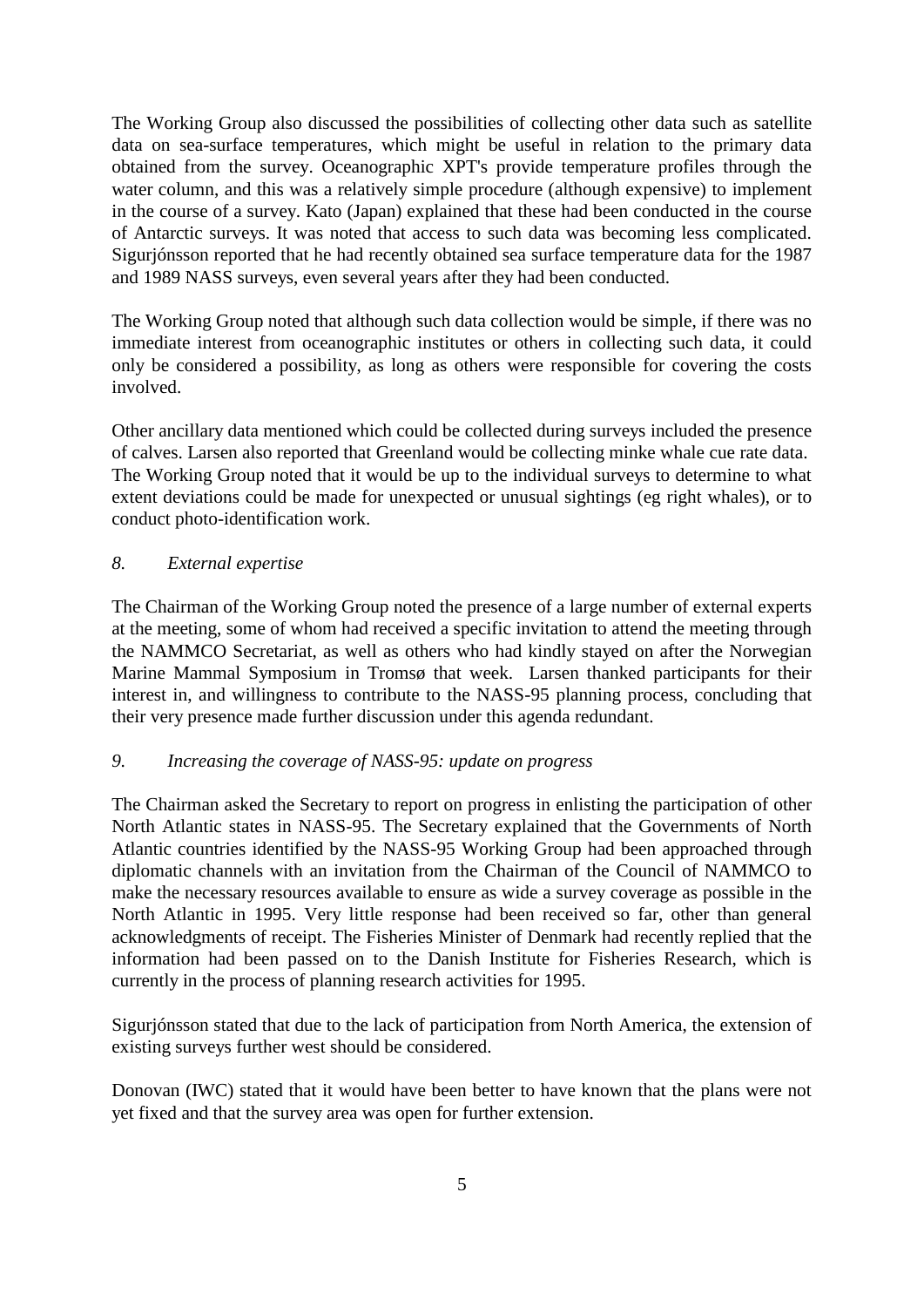The Working Group also discussed the possibilities of collecting other data such as satellite data on sea-surface temperatures, which might be useful in relation to the primary data obtained from the survey. Oceanographic XPT's provide temperature profiles through the water column, and this was a relatively simple procedure (although expensive) to implement in the course of a survey. Kato (Japan) explained that these had been conducted in the course of Antarctic surveys. It was noted that access to such data was becoming less complicated. Sigurjónsson reported that he had recently obtained sea surface temperature data for the 1987 and 1989 NASS surveys, even several years after they had been conducted.

The Working Group noted that although such data collection would be simple, if there was no immediate interest from oceanographic institutes or others in collecting such data, it could only be considered a possibility, as long as others were responsible for covering the costs involved.

Other ancillary data mentioned which could be collected during surveys included the presence of calves. Larsen also reported that Greenland would be collecting minke whale cue rate data. The Working Group noted that it would be up to the individual surveys to determine to what extent deviations could be made for unexpected or unusual sightings (eg right whales), or to conduct photo-identification work.

## *8. External expertise*

The Chairman of the Working Group noted the presence of a large number of external experts at the meeting, some of whom had received a specific invitation to attend the meeting through the NAMMCO Secretariat, as well as others who had kindly stayed on after the Norwegian Marine Mammal Symposium in Tromsø that week. Larsen thanked participants for their interest in, and willingness to contribute to the NASS-95 planning process, concluding that their very presence made further discussion under this agenda redundant.

## *9. Increasing the coverage of NASS-95: update on progress*

The Chairman asked the Secretary to report on progress in enlisting the participation of other North Atlantic states in NASS-95. The Secretary explained that the Governments of North Atlantic countries identified by the NASS-95 Working Group had been approached through diplomatic channels with an invitation from the Chairman of the Council of NAMMCO to make the necessary resources available to ensure as wide a survey coverage as possible in the North Atlantic in 1995. Very little response had been received so far, other than general acknowledgments of receipt. The Fisheries Minister of Denmark had recently replied that the information had been passed on to the Danish Institute for Fisheries Research, which is currently in the process of planning research activities for 1995.

Sigurjónsson stated that due to the lack of participation from North America, the extension of existing surveys further west should be considered.

Donovan (IWC) stated that it would have been better to have known that the plans were not yet fixed and that the survey area was open for further extension.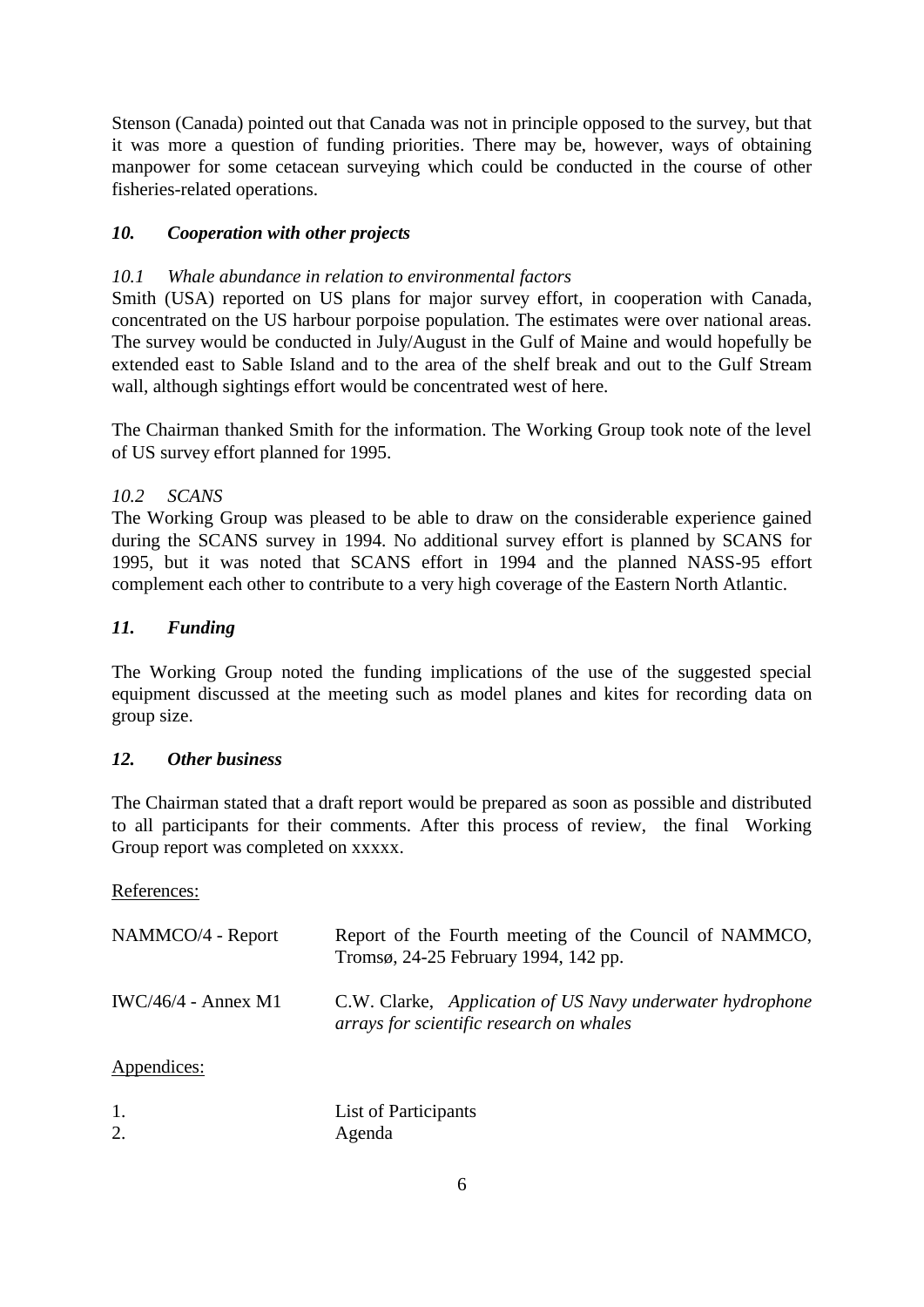Stenson (Canada) pointed out that Canada was not in principle opposed to the survey, but that it was more a question of funding priorities. There may be, however, ways of obtaining manpower for some cetacean surveying which could be conducted in the course of other fisheries-related operations.

## *10. Cooperation with other projects*

### *10.1 Whale abundance in relation to environmental factors*

Smith (USA) reported on US plans for major survey effort, in cooperation with Canada, concentrated on the US harbour porpoise population. The estimates were over national areas. The survey would be conducted in July/August in the Gulf of Maine and would hopefully be extended east to Sable Island and to the area of the shelf break and out to the Gulf Stream wall, although sightings effort would be concentrated west of here.

The Chairman thanked Smith for the information. The Working Group took note of the level of US survey effort planned for 1995.

### *10.2 SCANS*

The Working Group was pleased to be able to draw on the considerable experience gained during the SCANS survey in 1994. No additional survey effort is planned by SCANS for 1995, but it was noted that SCANS effort in 1994 and the planned NASS-95 effort complement each other to contribute to a very high coverage of the Eastern North Atlantic.

## *11. Funding*

The Working Group noted the funding implications of the use of the suggested special equipment discussed at the meeting such as model planes and kites for recording data on group size.

## *12. Other business*

The Chairman stated that a draft report would be prepared as soon as possible and distributed to all participants for their comments. After this process of review, the final Working Group report was completed on xxxxx.

References:

| | |
|---|---|
| NAMMCO/4 - Report | Report of the Fourth meeting of the Council of NAMMCO, Tromsø, 24-25 February 1994, 142 pp. |
| IWC/46/4 - Annex M1 | C.W. Clarke, *Application of US Navy underwater hydrophone arrays for scientific research on whales* |

Appendices:

| | |
|---|---|
| 1. | List of Participants |
| 2. | Agenda |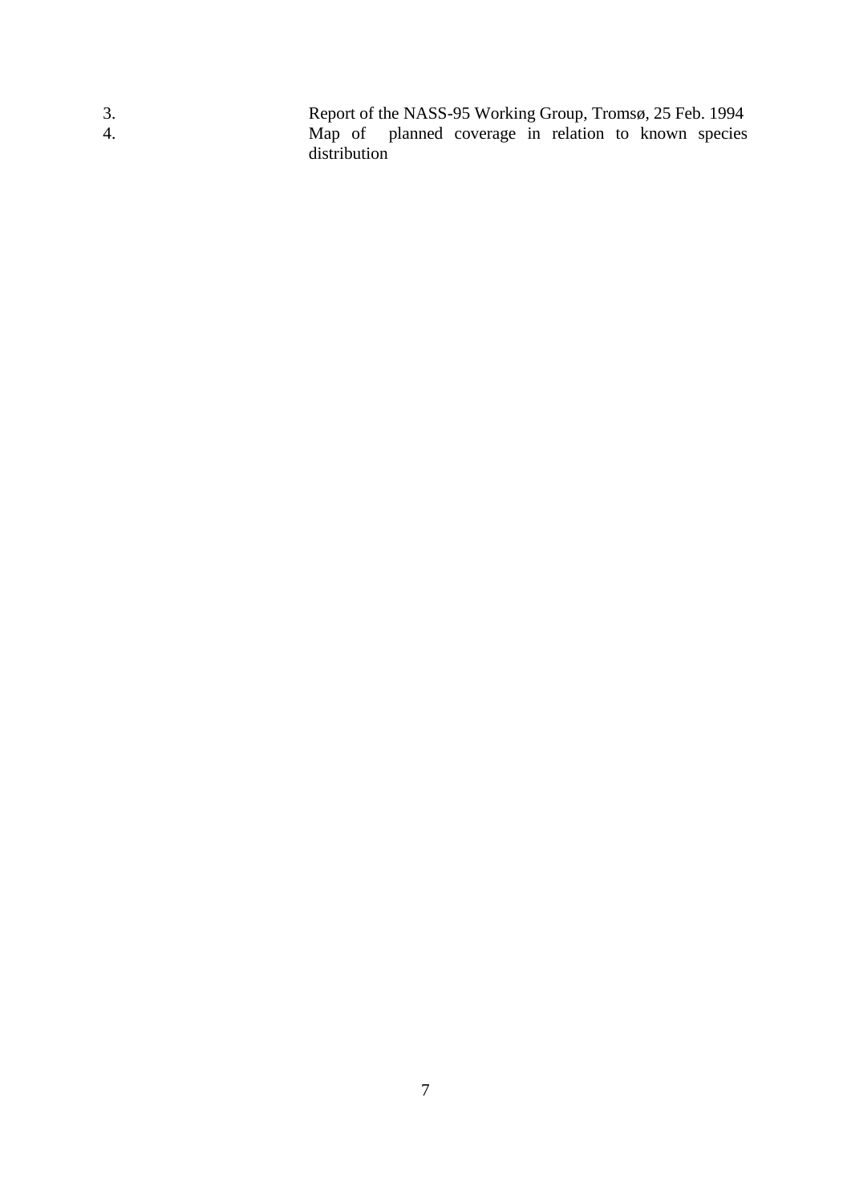3. Report of the NASS-95 Working Group, Tromsø, 25 Feb. 1994
4. Map of planned coverage in relation to known species distribution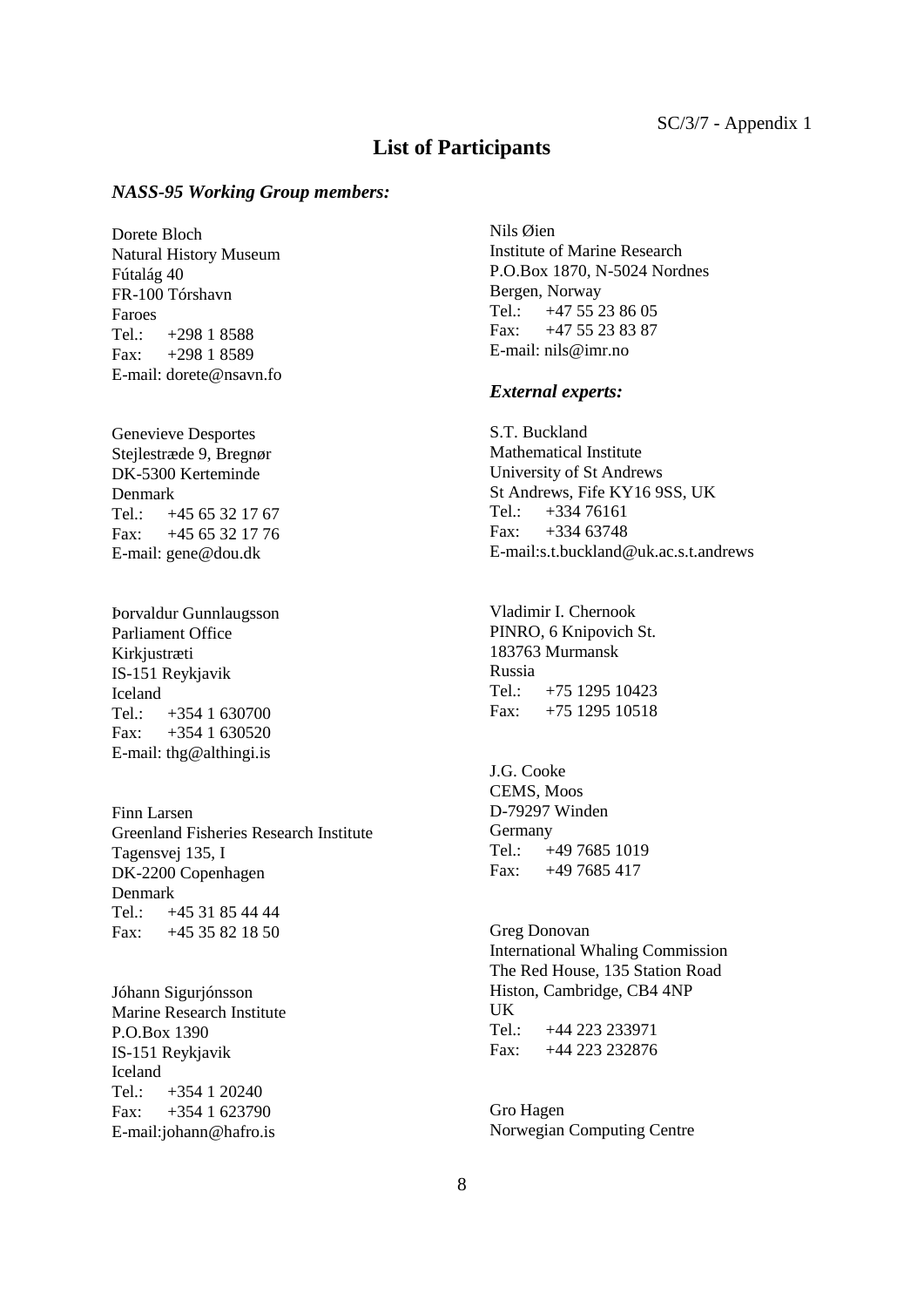SC/3/7 - Appendix 1

# List of Participants

### *NASS-95 Working Group members:*

Dorete Bloch
Natural History Museum
Fútalág 40
FR-100 Tórshavn
Faroes
Tel.: +298 1 8588
Fax: +298 1 8589
E-mail: dorete@nsavn.fo

Genevieve Desportes
Stejlestræde 9, Bregnør
DK-5300 Kerteminde
Denmark
Tel.: +45 65 32 17 67
Fax: +45 65 32 17 76
E-mail: gene@dou.dk

Þorvaldur Gunnlaugsson
Parliament Office
Kirkjustræti
IS-151 Reykjavik
Iceland
Tel.: +354 1 630700
Fax: +354 1 630520
E-mail: thg@althingi.is

Finn Larsen
Greenland Fisheries Research Institute
Tagensvej 135, I
DK-2200 Copenhagen
Denmark
Tel.: +45 31 85 44 44
Fax: +45 35 82 18 50

Jóhann Sigurjónsson
Marine Research Institute
P.O.Box 1390
IS-151 Reykjavik
Iceland
Tel.: +354 1 20240
Fax: +354 1 623790
E-mail:johann@hafro.is

Nils Øien
Institute of Marine Research
P.O.Box 1870, N-5024 Nordnes
Bergen, Norway
Tel.: +47 55 23 86 05
Fax: +47 55 23 83 87
E-mail: nils@imr.no

### *External experts:*

S.T. Buckland
Mathematical Institute
University of St Andrews
St Andrews, Fife KY16 9SS, UK
Tel.: +334 76161
Fax: +334 63748
E-mail:s.t.buckland@uk.ac.s.t.andrews

Vladimir I. Chernook
PINRO, 6 Knipovich St.
183763 Murmansk
Russia
Tel.: +75 1295 10423
Fax: +75 1295 10518

J.G. Cooke
CEMS, Moos
D-79297 Winden
Germany
Tel.: +49 7685 1019
Fax: +49 7685 417

Greg Donovan
International Whaling Commission
The Red House, 135 Station Road
Histon, Cambridge, CB4 4NP
UK
Tel.: +44 223 233971
Fax: +44 223 232876

Gro Hagen
Norwegian Computing Centre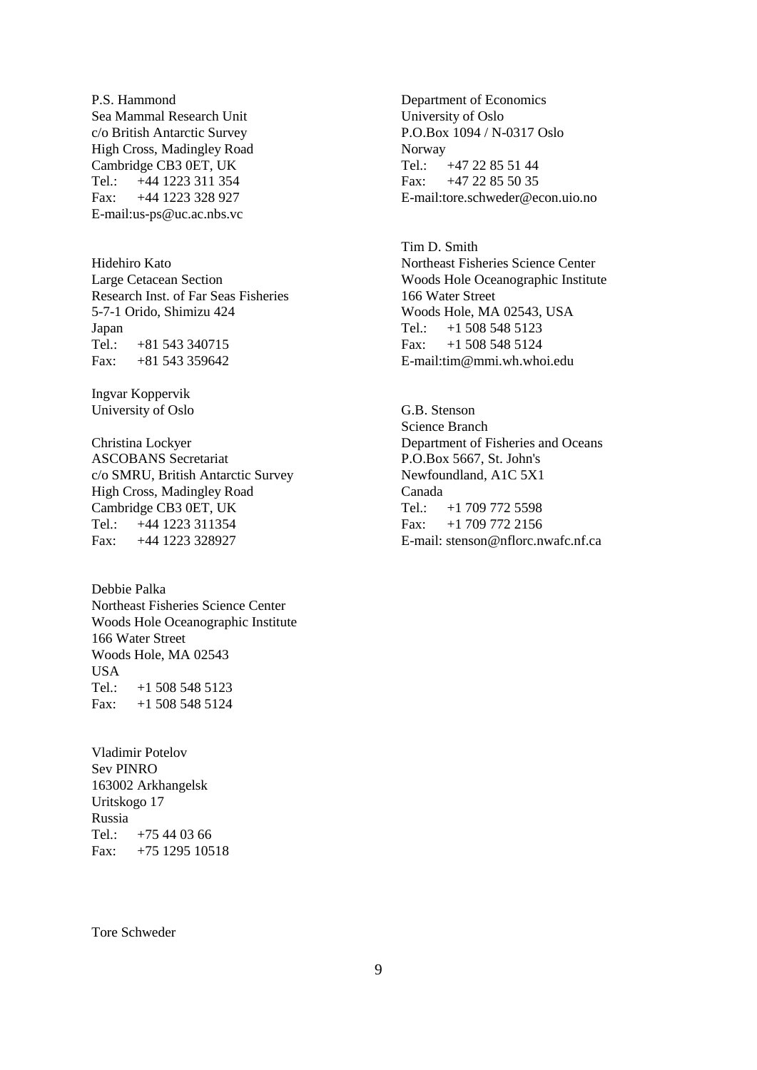P.S. Hammond
Sea Mammal Research Unit
c/o British Antarctic Survey
High Cross, Madingley Road
Cambridge CB3 0ET, UK
Tel.: +44 1223 311 354
Fax: +44 1223 328 927
E-mail:us-ps@uc.ac.nbs.vc

Hidehiro Kato
Large Cetacean Section
Research Inst. of Far Seas Fisheries
5-7-1 Orido, Shimizu 424
Japan
Tel.: +81 543 340715
Fax: +81 543 359642

Ingvar Koppervik
University of Oslo

Christina Lockyer
ASCOBANS Secretariat
c/o SMRU, British Antarctic Survey
High Cross, Madingley Road
Cambridge CB3 0ET, UK
Tel.: +44 1223 311354
Fax: +44 1223 328927

Debbie Palka
Northeast Fisheries Science Center
Woods Hole Oceanographic Institute
166 Water Street
Woods Hole, MA 02543
USA
Tel.: +1 508 548 5123
Fax: +1 508 548 5124

Vladimir Potelov
Sev PINRO
163002 Arkhangelsk
Uritskogo 17
Russia
Tel.: +75 44 03 66
Fax: +75 1295 10518

Tore Schweder
Department of Economics
University of Oslo
P.O.Box 1094 / N-0317 Oslo
Norway
Tel.: +47 22 85 51 44
Fax: +47 22 85 50 35
E-mail:tore.schweder@econ.uio.no

Tim D. Smith
Northeast Fisheries Science Center
Woods Hole Oceanographic Institute
166 Water Street
Woods Hole, MA 02543, USA
Tel.: +1 508 548 5123
Fax: +1 508 548 5124
E-mail:tim@mmi.wh.whoi.edu

G.B. Stenson
Science Branch
Department of Fisheries and Oceans
P.O.Box 5667, St. John's
Newfoundland, A1C 5X1
Canada
Tel.: +1 709 772 5598
Fax: +1 709 772 2156
E-mail: stenson@nflorc.nwafc.nf.ca